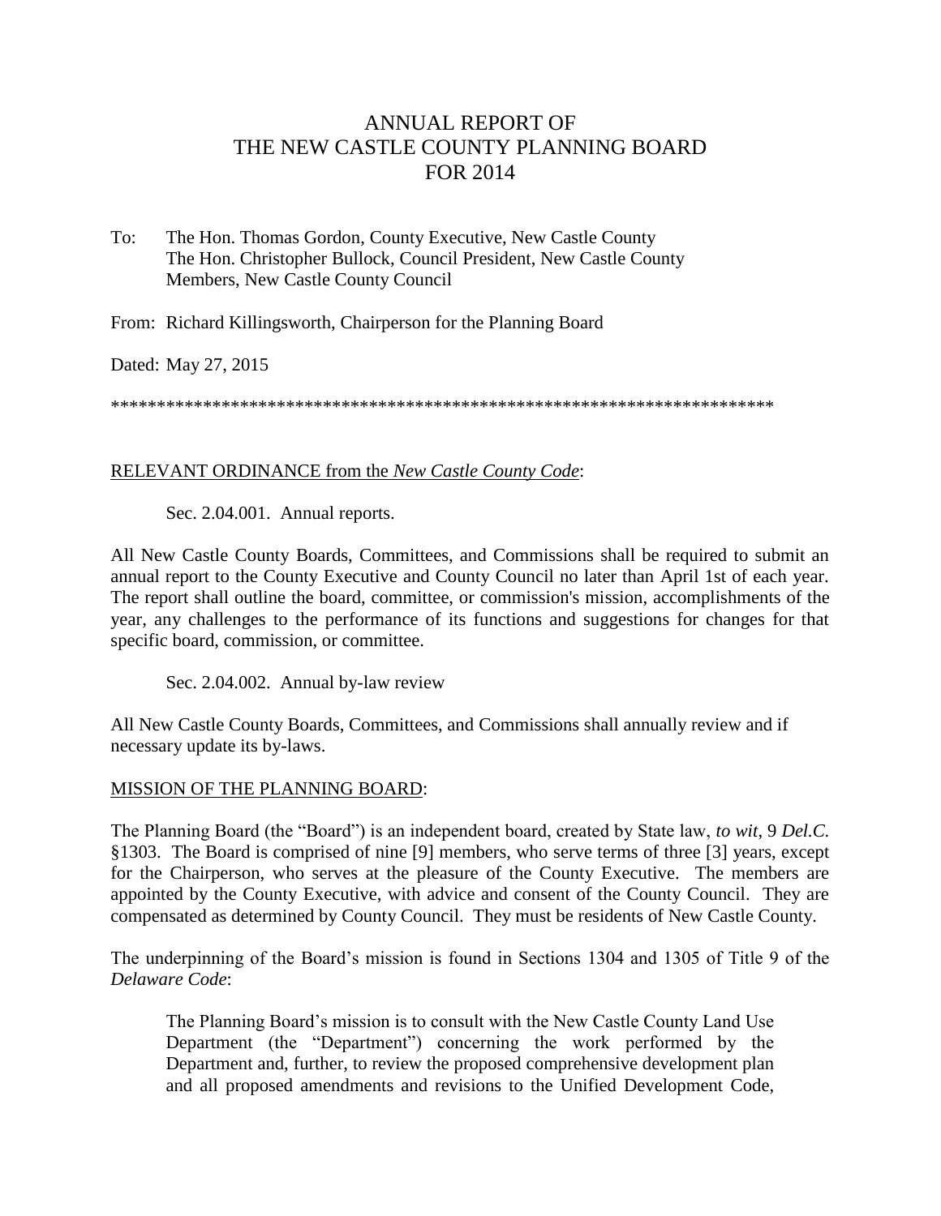# ANNUAL REPORT OF THE NEW CASTLE COUNTY PLANNING BOARD FOR 2014

To: The Hon. Thomas Gordon, County Executive, New Castle County
The Hon. Christopher Bullock, Council President, New Castle County
Members, New Castle County Council

From: Richard Killingsworth, Chairperson for the Planning Board

Dated: May 27, 2015

\*\*\*\*\*\*\*\*\*\*\*\*\*\*\*\*\*\*\*\*\*\*\*\*\*\*\*\*\*\*\*\*\*\*\*\*\*\*\*\*\*\*\*\*\*\*\*\*\*\*\*\*\*\*\*\*\*\*\*\*\*\*\*\*\*\*\*\*\*\*\*\*\*\*

## RELEVANT ORDINANCE from the *New Castle County Code*:

Sec. 2.04.001. Annual reports.

All New Castle County Boards, Committees, and Commissions shall be required to submit an annual report to the County Executive and County Council no later than April 1st of each year. The report shall outline the board, committee, or commission's mission, accomplishments of the year, any challenges to the performance of its functions and suggestions for changes for that specific board, commission, or committee.

Sec. 2.04.002. Annual by-law review

All New Castle County Boards, Committees, and Commissions shall annually review and if necessary update its by-laws.

## MISSION OF THE PLANNING BOARD:

The Planning Board (the "Board") is an independent board, created by State law, *to wit*, 9 *Del.C.* §1303. The Board is comprised of nine [9] members, who serve terms of three [3] years, except for the Chairperson, who serves at the pleasure of the County Executive. The members are appointed by the County Executive, with advice and consent of the County Council. They are compensated as determined by County Council. They must be residents of New Castle County.

The underpinning of the Board's mission is found in Sections 1304 and 1305 of Title 9 of the *Delaware Code*:

> The Planning Board's mission is to consult with the New Castle County Land Use Department (the "Department") concerning the work performed by the Department and, further, to review the proposed comprehensive development plan and all proposed amendments and revisions to the Unified Development Code,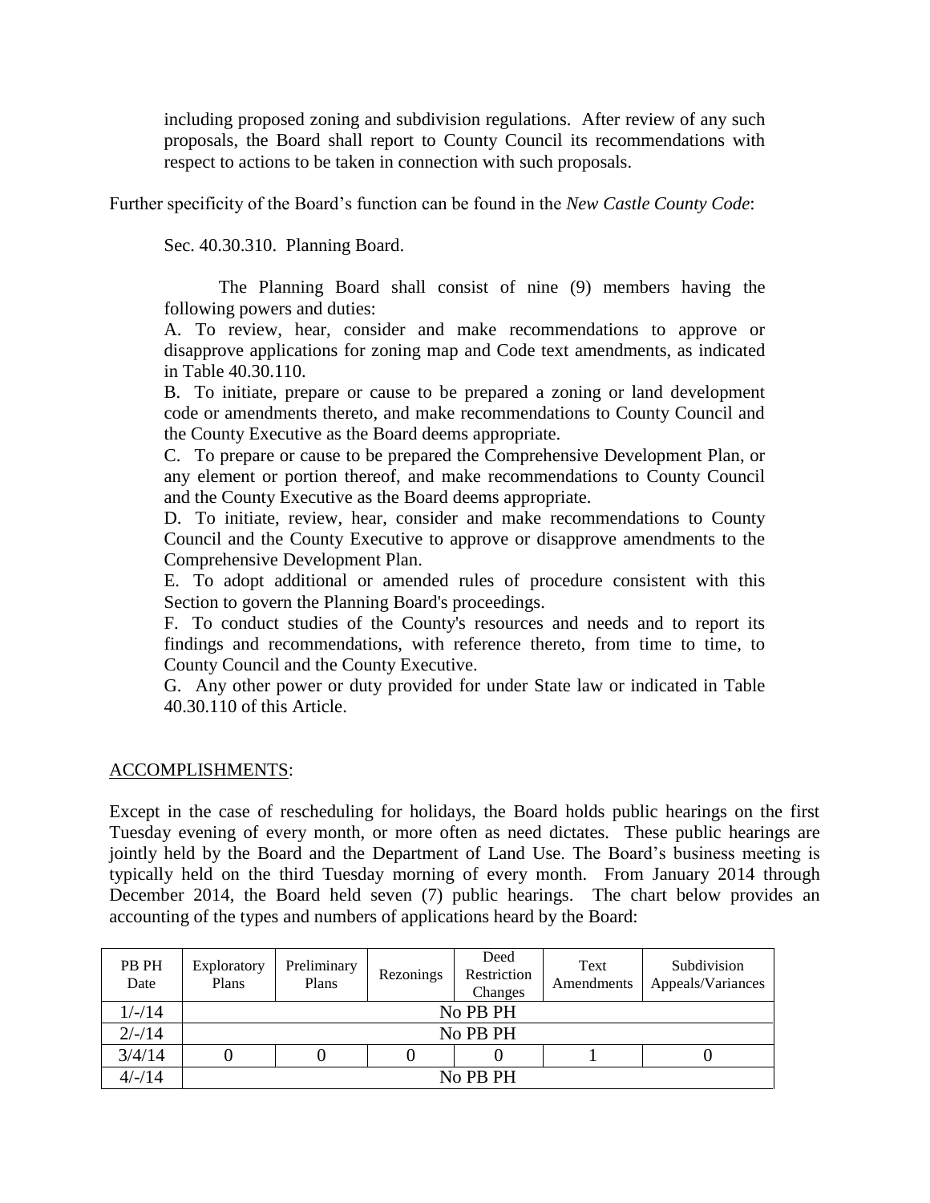including proposed zoning and subdivision regulations. After review of any such proposals, the Board shall report to County Council its recommendations with respect to actions to be taken in connection with such proposals.

Further specificity of the Board's function can be found in the *New Castle County Code*:

Sec. 40.30.310. Planning Board.

The Planning Board shall consist of nine (9) members having the following powers and duties:

A. To review, hear, consider and make recommendations to approve or disapprove applications for zoning map and Code text amendments, as indicated in Table 40.30.110.

B. To initiate, prepare or cause to be prepared a zoning or land development code or amendments thereto, and make recommendations to County Council and the County Executive as the Board deems appropriate.

C. To prepare or cause to be prepared the Comprehensive Development Plan, or any element or portion thereof, and make recommendations to County Council and the County Executive as the Board deems appropriate.

D. To initiate, review, hear, consider and make recommendations to County Council and the County Executive to approve or disapprove amendments to the Comprehensive Development Plan.

E. To adopt additional or amended rules of procedure consistent with this Section to govern the Planning Board's proceedings.

F. To conduct studies of the County's resources and needs and to report its findings and recommendations, with reference thereto, from time to time, to County Council and the County Executive.

G. Any other power or duty provided for under State law or indicated in Table 40.30.110 of this Article.

## ACCOMPLISHMENTS:

Except in the case of rescheduling for holidays, the Board holds public hearings on the first Tuesday evening of every month, or more often as need dictates. These public hearings are jointly held by the Board and the Department of Land Use. The Board's business meeting is typically held on the third Tuesday morning of every month. From January 2014 through December 2014, the Board held seven (7) public hearings. The chart below provides an accounting of the types and numbers of applications heard by the Board:

| PB PH Date | Exploratory Plans | Preliminary Plans | Rezonings | Deed Restriction Changes | Text Amendments | Subdivision Appeals/Variances |
|---|---|---|---|---|---|---|
| 1/-/14 | No PB PH | | | | | |
| 2/-/14 | No PB PH | | | | | |
| 3/4/14 | 0 | 0 | 0 | 0 | 1 | 0 |
| 4/-/14 | No PB PH | | | | | |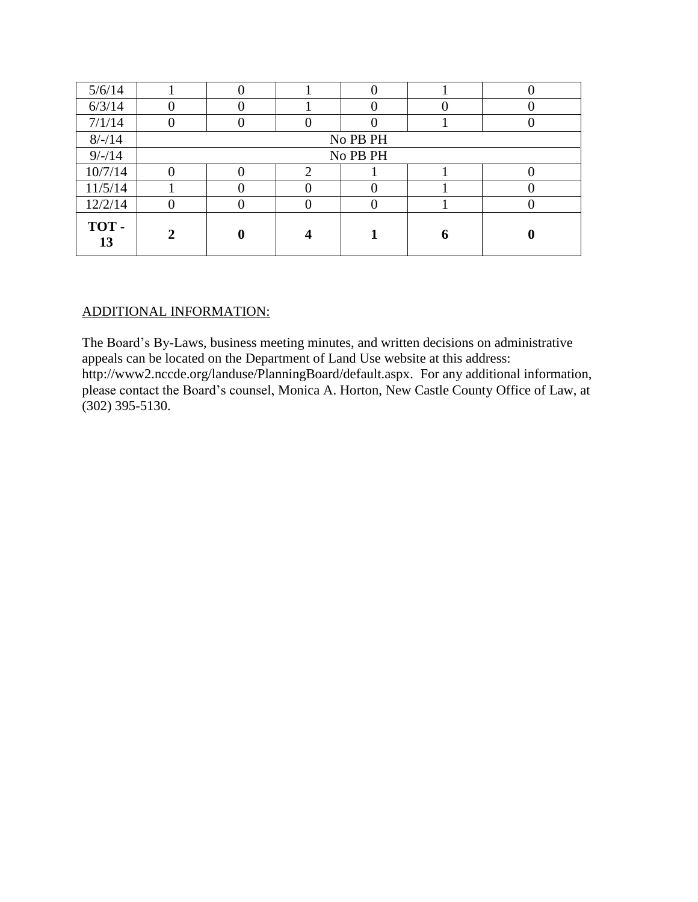| | | | | | | |
|---|---|---|---|---|---|---|
| 5/6/14 | 1 | 0 | 1 | 0 | 1 | 0 |
| 6/3/14 | 0 | 0 | 1 | 0 | 0 | 0 |
| 7/1/14 | 0 | 0 | 0 | 0 | 1 | 0 |
| 8/-/14 | No PB PH | | | | | |
| 9/-/14 | No PB PH | | | | | |
| 10/7/14 | 0 | 0 | 2 | 1 | 1 | 0 |
| 11/5/14 | 1 | 0 | 0 | 0 | 1 | 0 |
| 12/2/14 | 0 | 0 | 0 | 0 | 1 | 0 |
| **TOT - 13** | **2** | **0** | **4** | **1** | **6** | **0** |

ADDITIONAL INFORMATION:

The Board's By-Laws, business meeting minutes, and written decisions on administrative appeals can be located on the Department of Land Use website at this address: http://www2.nccde.org/landuse/PlanningBoard/default.aspx. For any additional information, please contact the Board's counsel, Monica A. Horton, New Castle County Office of Law, at (302) 395-5130.